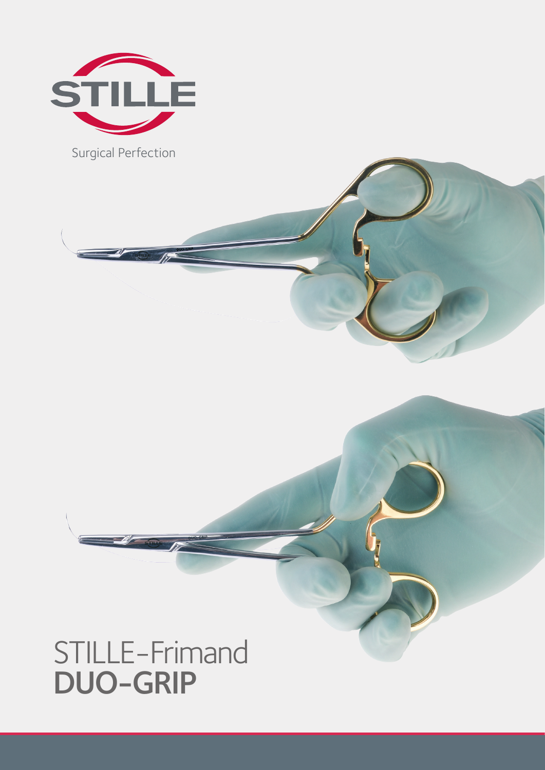STILLE

Surgical Perfection

# STILLE-Frimand
# **DUO-GRIP**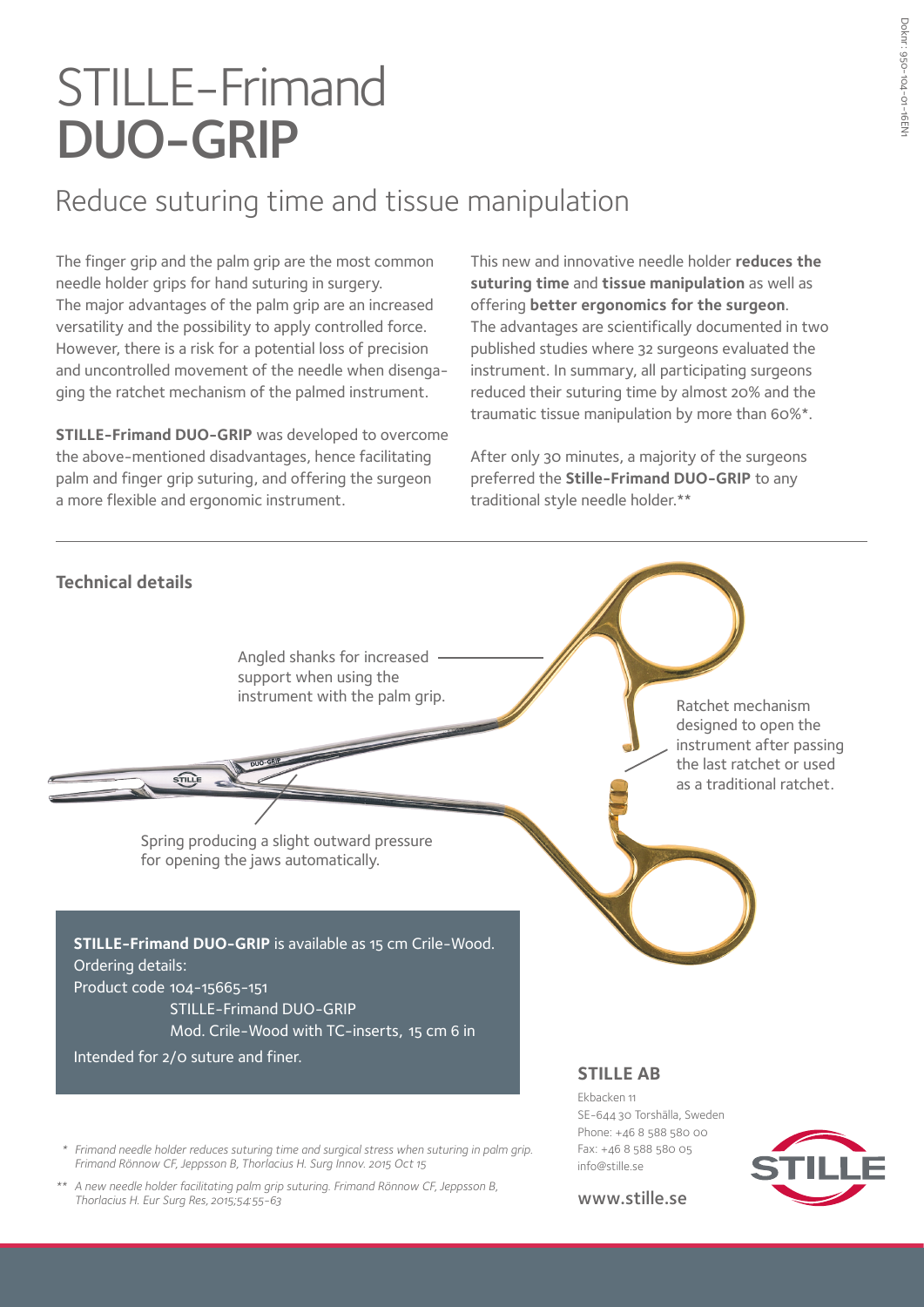# STILLE-Frimand
# DUO-GRIP

## Reduce suturing time and tissue manipulation

The finger grip and the palm grip are the most common needle holder grips for hand suturing in surgery. The major advantages of the palm grip are an increased versatility and the possibility to apply controlled force. However, there is a risk for a potential loss of precision and uncontrolled movement of the needle when disengaging the ratchet mechanism of the palmed instrument.

**STILLE-Frimand DUO-GRIP** was developed to overcome the above-mentioned disadvantages, hence facilitating palm and finger grip suturing, and offering the surgeon a more flexible and ergonomic instrument.

This new and innovative needle holder **reduces the suturing time** and **tissue manipulation** as well as offering **better ergonomics for the surgeon**. The advantages are scientifically documented in two published studies where 32 surgeons evaluated the instrument. In summary, all participating surgeons reduced their suturing time by almost 20% and the traumatic tissue manipulation by more than 60%*.

After only 30 minutes, a majority of the surgeons preferred the **Stille-Frimand DUO-GRIP** to any traditional style needle holder.**

---

### Technical details

Angled shanks for increased support when using the instrument with the palm grip.

Ratchet mechanism designed to open the instrument after passing the last ratchet or used as a traditional ratchet.

Spring producing a slight outward pressure for opening the jaws automatically.

**STILLE-Frimand DUO-GRIP** is available as 15 cm Crile-Wood.
Ordering details:
Product code 104-15665-151
STILLE-Frimand DUO-GRIP
Mod. Crile-Wood with TC-inserts, 15 cm 6 in
Intended for 2/0 suture and finer.

\* *Frimand needle holder reduces suturing time and surgical stress when suturing in palm grip. Frimand Rönnow CF, Jeppsson B, Thorlacius H. Surg Innov. 2015 Oct 15*

\*\* *A new needle holder facilitating palm grip suturing. Frimand Rönnow CF, Jeppsson B, Thorlacius H. Eur Surg Res, 2015;54:55-63*

**STILLE AB**
Ekbacken 11
SE-644 30 Torshälla, Sweden
Phone: +46 8 588 580 00
Fax: +46 8 588 580 05
info@stille.se

www.stille.se

Doknr: 950-104-01-16EN1